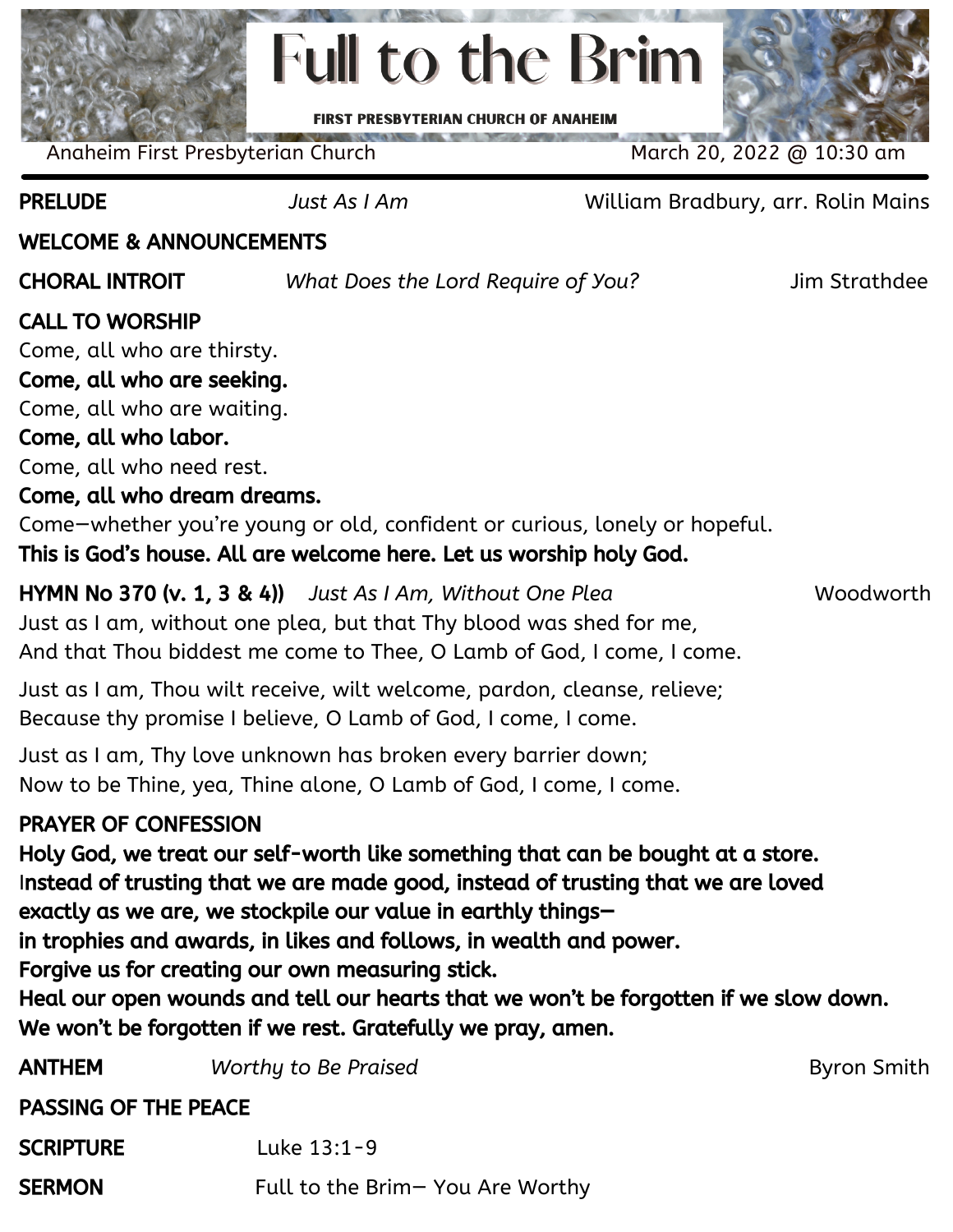# Full to the Brim

**FIRST PRESBYTERIAN CHURCH OF ANAHEIM**

Anaheim First Presbyterian Church — March 20, 2022 @ 10:30 am

---

**PRELUDE** — *Just As I Am* — William Bradbury, arr. Rolin Mains

**WELCOME & ANNOUNCEMENTS**

**CHORAL INTROIT** — *What Does the Lord Require of You?* — Jim Strathdee

**CALL TO WORSHIP**

Come, all who are thirsty.
**Come, all who are seeking.**
Come, all who are waiting.
**Come, all who labor.**
Come, all who need rest.
**Come, all who dream dreams.**
Come—whether you're young or old, confident or curious, lonely or hopeful.
**This is God's house. All are welcome here. Let us worship holy God.**

**HYMN No 370 (v. 1, 3 & 4))** — *Just As I Am, Without One Plea* — Woodworth

Just as I am, without one plea, but that Thy blood was shed for me,
And that Thou biddest me come to Thee, O Lamb of God, I come, I come.

Just as I am, Thou wilt receive, wilt welcome, pardon, cleanse, relieve;
Because thy promise I believe, O Lamb of God, I come, I come.

Just as I am, Thy love unknown has broken every barrier down;
Now to be Thine, yea, Thine alone, O Lamb of God, I come, I come.

**PRAYER OF CONFESSION**

**Holy God, we treat our self-worth like something that can be bought at a store.**
**Instead of trusting that we are made good, instead of trusting that we are loved exactly as we are, we stockpile our value in earthly things—**
**in trophies and awards, in likes and follows, in wealth and power.**
**Forgive us for creating our own measuring stick.**
**Heal our open wounds and tell our hearts that we won't be forgotten if we slow down.**
**We won't be forgotten if we rest. Gratefully we pray, amen.**

**ANTHEM** — *Worthy to Be Praised* — Byron Smith

**PASSING OF THE PEACE**

**SCRIPTURE** — Luke 13:1-9

**SERMON** — Full to the Brim— You Are Worthy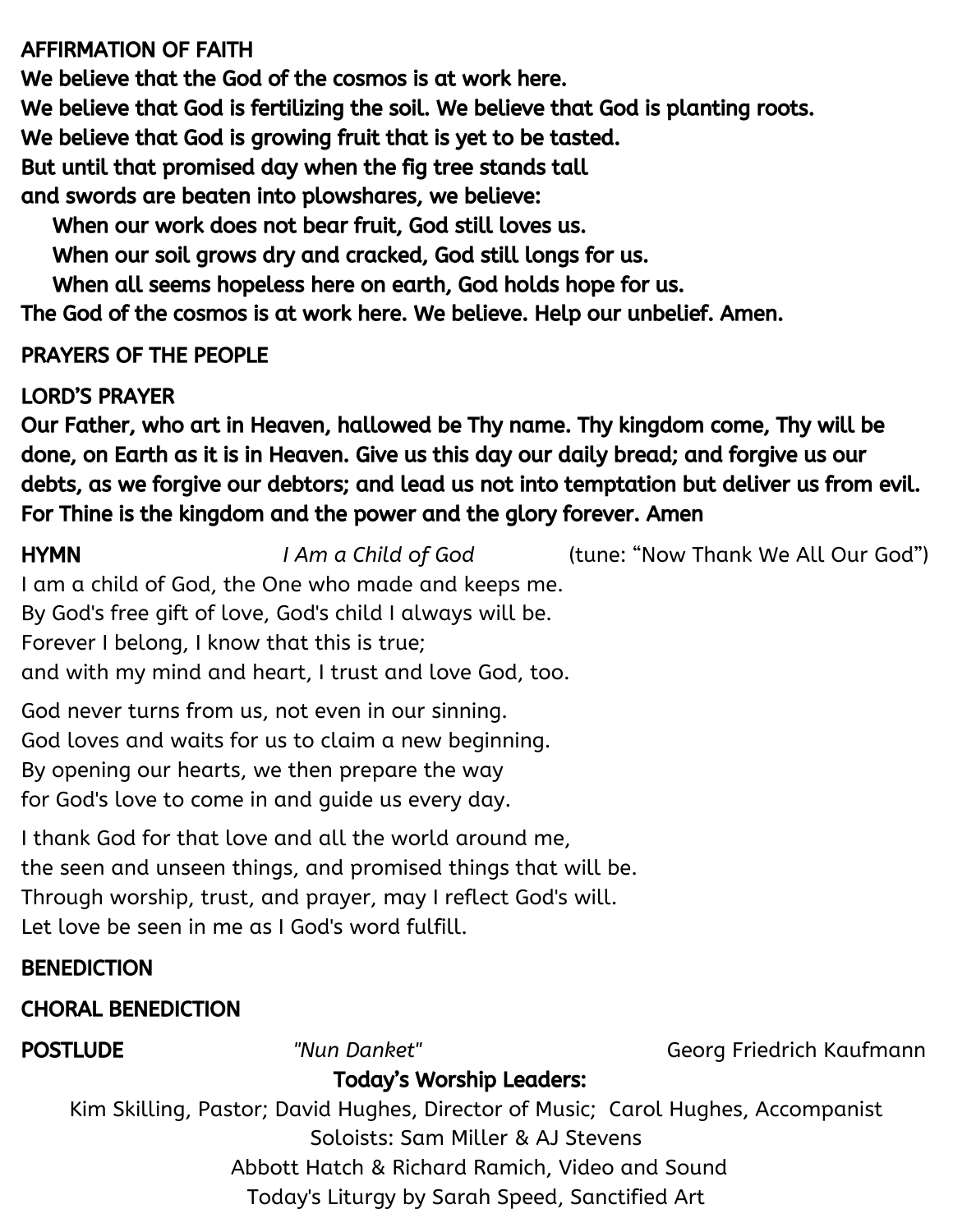**AFFIRMATION OF FAITH**

**We believe that the God of the cosmos is at work here.**
**We believe that God is fertilizing the soil. We believe that God is planting roots.**
**We believe that God is growing fruit that is yet to be tasted.**
**But until that promised day when the fig tree stands tall**
**and swords are beaten into plowshares, we believe:**
**When our work does not bear fruit, God still loves us.**
**When our soil grows dry and cracked, God still longs for us.**
**When all seems hopeless here on earth, God holds hope for us.**
**The God of the cosmos is at work here. We believe. Help our unbelief. Amen.**

**PRAYERS OF THE PEOPLE**

**LORD'S PRAYER**

**Our Father, who art in Heaven, hallowed be Thy name. Thy kingdom come, Thy will be done, on Earth as it is in Heaven. Give us this day our daily bread; and forgive us our debts, as we forgive our debtors; and lead us not into temptation but deliver us from evil. For Thine is the kingdom and the power and the glory forever. Amen**

**HYMN** *I Am a Child of God* (tune: "Now Thank We All Our God")

I am a child of God, the One who made and keeps me.
By God's free gift of love, God's child I always will be.
Forever I belong, I know that this is true;
and with my mind and heart, I trust and love God, too.

God never turns from us, not even in our sinning.
God loves and waits for us to claim a new beginning.
By opening our hearts, we then prepare the way
for God's love to come in and guide us every day.

I thank God for that love and all the world around me,
the seen and unseen things, and promised things that will be.
Through worship, trust, and prayer, may I reflect God's will.
Let love be seen in me as I God's word fulfill.

**BENEDICTION**

**CHORAL BENEDICTION**

**POSTLUDE** *"Nun Danket"* Georg Friedrich Kaufmann

**Today's Worship Leaders:**

Kim Skilling, Pastor; David Hughes, Director of Music; Carol Hughes, Accompanist
Soloists: Sam Miller & AJ Stevens
Abbott Hatch & Richard Ramich, Video and Sound
Today's Liturgy by Sarah Speed, Sanctified Art